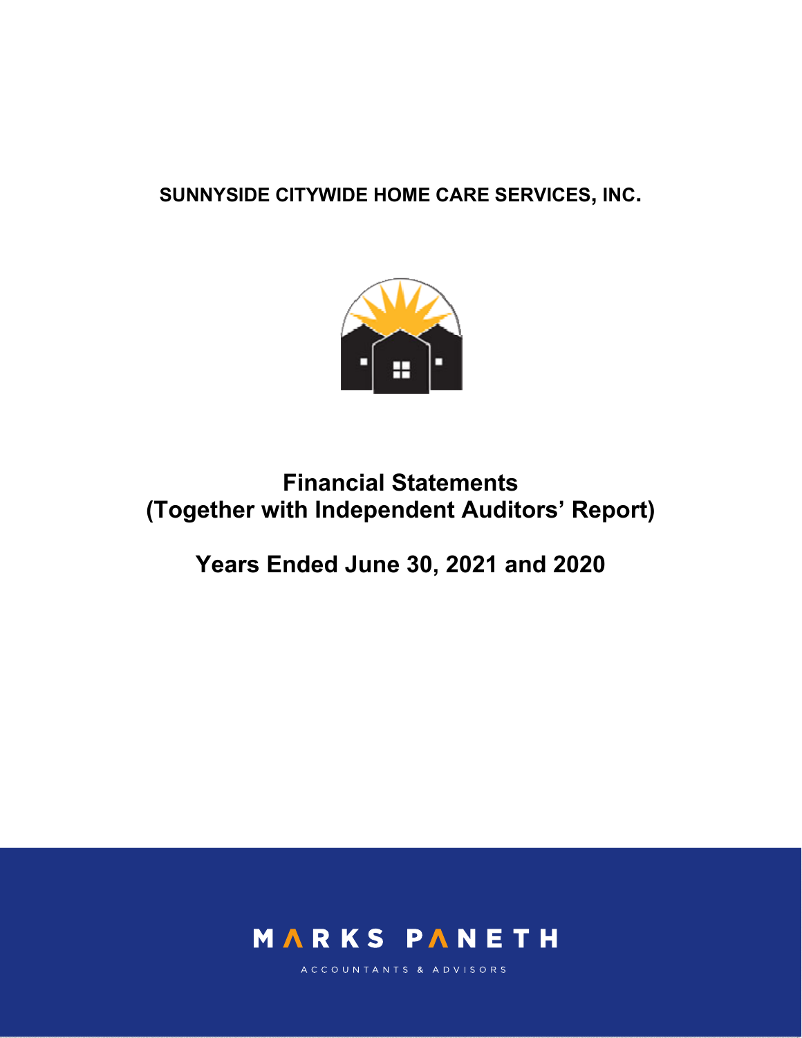**SUNNYSIDE CITYWIDE HOME CARE SERVICES, INC.**

# Financial Statements
# (Together with Independent Auditors' Report)

## Years Ended June 30, 2021 and 2020

MARKS PANETH

ACCOUNTANTS & ADVISORS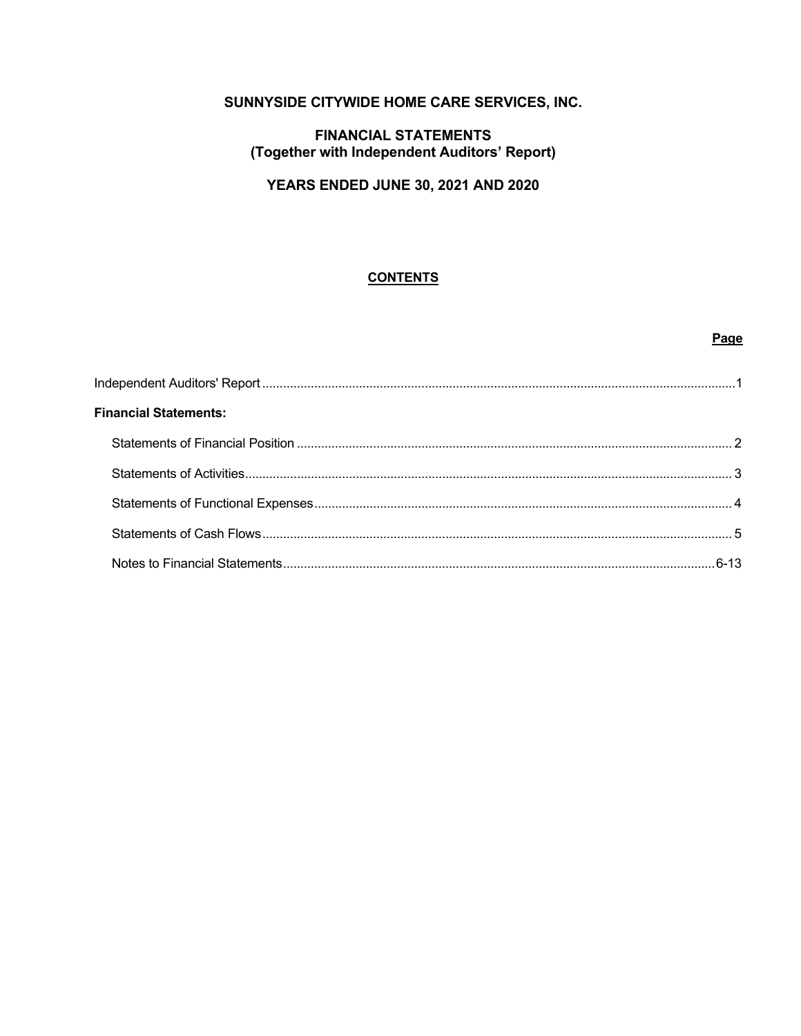# SUNNYSIDE CITYWIDE HOME CARE SERVICES, INC.

## FINANCIAL STATEMENTS
## (Together with Independent Auditors' Report)

## YEARS ENDED JUNE 30, 2021 AND 2020

### CONTENTS

| | Page |
|---|---|
| Independent Auditors' Report | 1 |
| **Financial Statements:** | |
| Statements of Financial Position | 2 |
| Statements of Activities | 3 |
| Statements of Functional Expenses | 4 |
| Statements of Cash Flows | 5 |
| Notes to Financial Statements | 6-13 |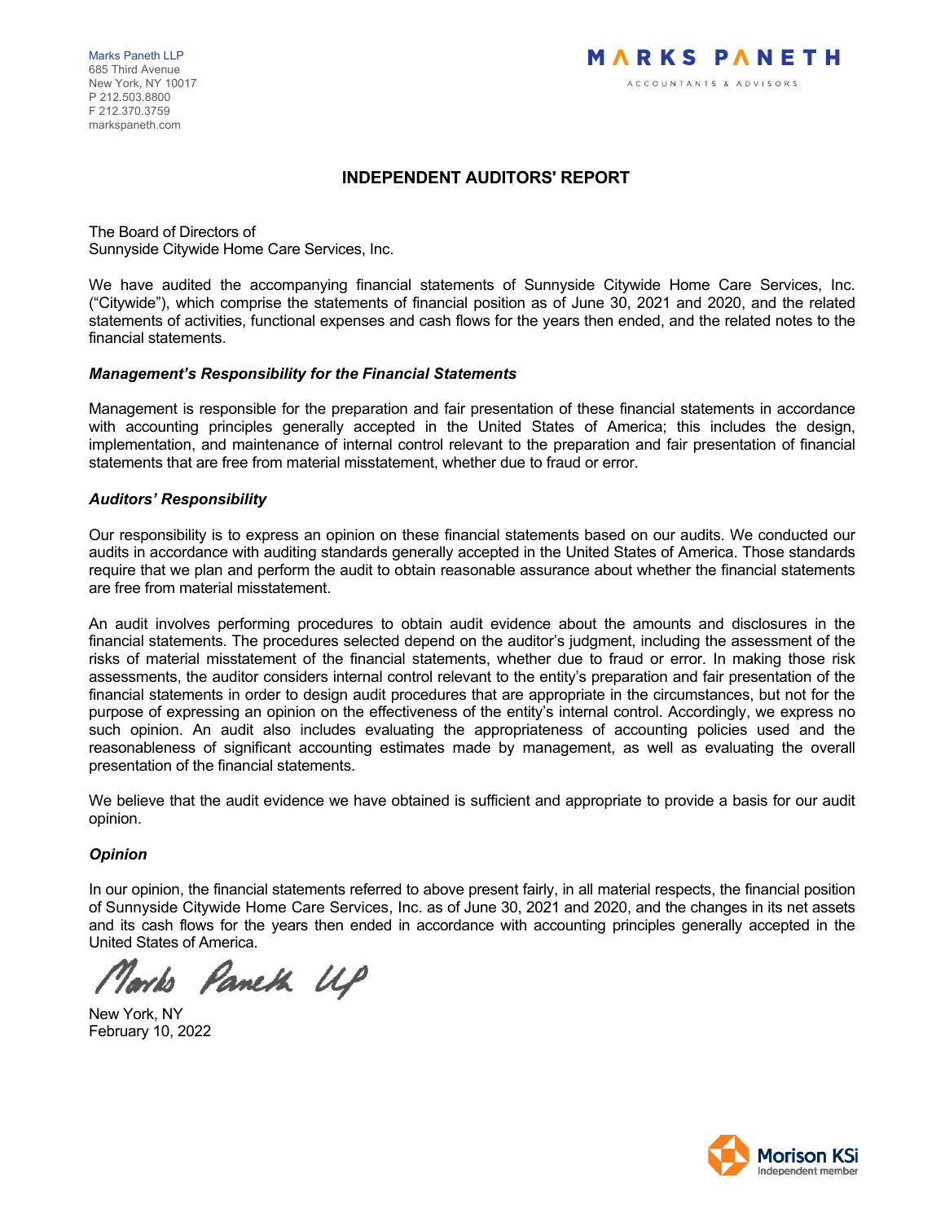Marks Paneth LLP
685 Third Avenue
New York, NY 10017
P 212.503.8800
F 212.370.3759
markspaneth.com

MARKS PANETH
ACCOUNTANTS & ADVISORS

# INDEPENDENT AUDITORS' REPORT

The Board of Directors of
Sunnyside Citywide Home Care Services, Inc.

We have audited the accompanying financial statements of Sunnyside Citywide Home Care Services, Inc. ("Citywide"), which comprise the statements of financial position as of June 30, 2021 and 2020, and the related statements of activities, functional expenses and cash flows for the years then ended, and the related notes to the financial statements.

### *Management's Responsibility for the Financial Statements*

Management is responsible for the preparation and fair presentation of these financial statements in accordance with accounting principles generally accepted in the United States of America; this includes the design, implementation, and maintenance of internal control relevant to the preparation and fair presentation of financial statements that are free from material misstatement, whether due to fraud or error.

### *Auditors' Responsibility*

Our responsibility is to express an opinion on these financial statements based on our audits. We conducted our audits in accordance with auditing standards generally accepted in the United States of America. Those standards require that we plan and perform the audit to obtain reasonable assurance about whether the financial statements are free from material misstatement.

An audit involves performing procedures to obtain audit evidence about the amounts and disclosures in the financial statements. The procedures selected depend on the auditor's judgment, including the assessment of the risks of material misstatement of the financial statements, whether due to fraud or error. In making those risk assessments, the auditor considers internal control relevant to the entity's preparation and fair presentation of the financial statements in order to design audit procedures that are appropriate in the circumstances, but not for the purpose of expressing an opinion on the effectiveness of the entity's internal control. Accordingly, we express no such opinion. An audit also includes evaluating the appropriateness of accounting policies used and the reasonableness of significant accounting estimates made by management, as well as evaluating the overall presentation of the financial statements.

We believe that the audit evidence we have obtained is sufficient and appropriate to provide a basis for our audit opinion.

### *Opinion*

In our opinion, the financial statements referred to above present fairly, in all material respects, the financial position of Sunnyside Citywide Home Care Services, Inc. as of June 30, 2021 and 2020, and the changes in its net assets and its cash flows for the years then ended in accordance with accounting principles generally accepted in the United States of America.

Marks Paneth LLP

New York, NY
February 10, 2022

Morison KSi
Independent member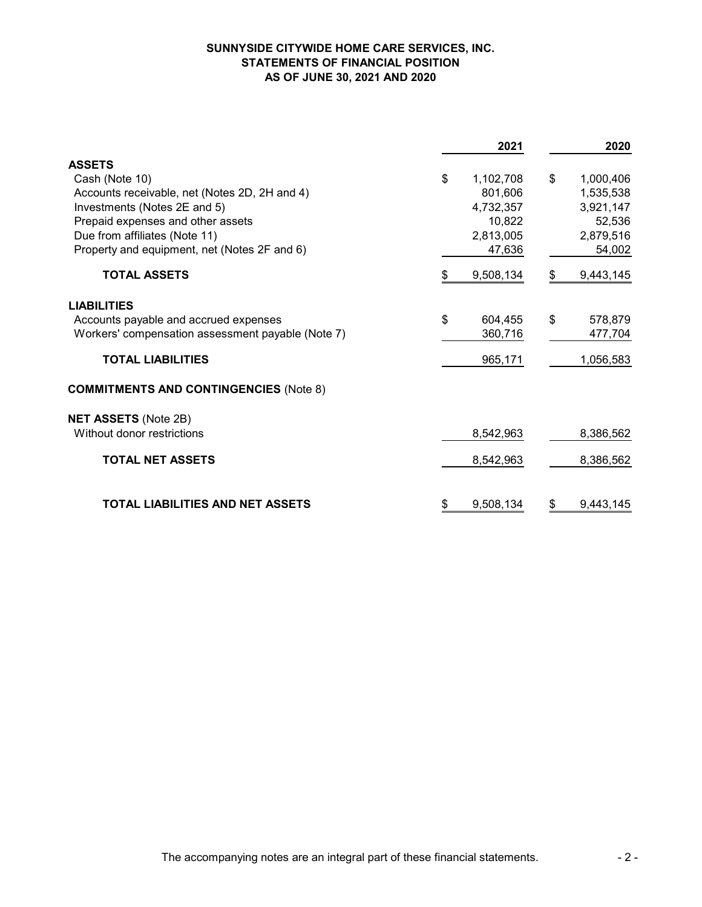# SUNNYSIDE CITYWIDE HOME CARE SERVICES, INC.
## STATEMENTS OF FINANCIAL POSITION
### AS OF JUNE 30, 2021 AND 2020

| | 2021 | 2020 |
|---|---|---|
| **ASSETS** | | |
| Cash (Note 10) | $ 1,102,708 | $ 1,000,406 |
| Accounts receivable, net (Notes 2D, 2H and 4) | 801,606 | 1,535,538 |
| Investments (Notes 2E and 5) | 4,732,357 | 3,921,147 |
| Prepaid expenses and other assets | 10,822 | 52,536 |
| Due from affiliates (Note 11) | 2,813,005 | 2,879,516 |
| Property and equipment, net (Notes 2F and 6) | 47,636 | 54,002 |
| **TOTAL ASSETS** | $ 9,508,134 | $ 9,443,145 |
| **LIABILITIES** | | |
| Accounts payable and accrued expenses | $ 604,455 | $ 578,879 |
| Workers' compensation assessment payable (Note 7) | 360,716 | 477,704 |
| **TOTAL LIABILITIES** | 965,171 | 1,056,583 |
| **COMMITMENTS AND CONTINGENCIES** (Note 8) | | |
| **NET ASSETS** (Note 2B) | | |
| Without donor restrictions | 8,542,963 | 8,386,562 |
| **TOTAL NET ASSETS** | 8,542,963 | 8,386,562 |
| **TOTAL LIABILITIES AND NET ASSETS** | $ 9,508,134 | $ 9,443,145 |

The accompanying notes are an integral part of these financial statements.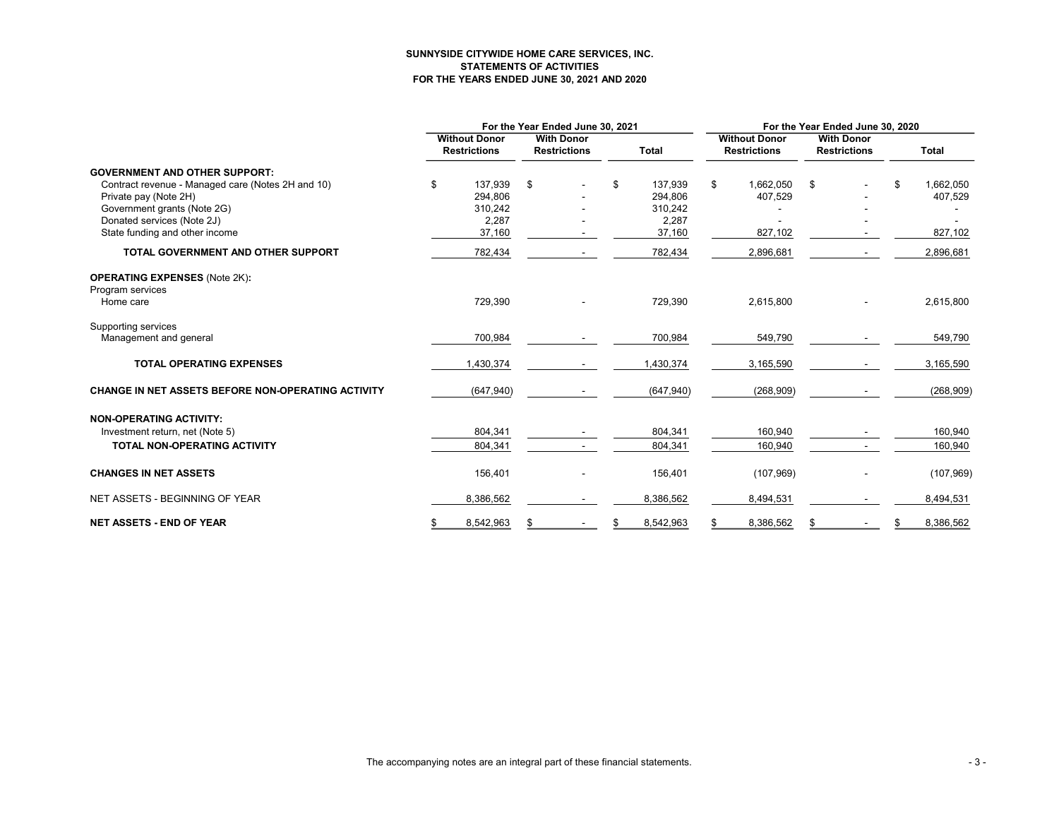**SUNNYSIDE CITYWIDE HOME CARE SERVICES, INC.**
**STATEMENTS OF ACTIVITIES**
**FOR THE YEARS ENDED JUNE 30, 2021 AND 2020**

| | For the Year Ended June 30, 2021 | | | For the Year Ended June 30, 2020 | | |
|---|---|---|---|---|---|---|
| | Without Donor Restrictions | With Donor Restrictions | Total | Without Donor Restrictions | With Donor Restrictions | Total |
| **GOVERNMENT AND OTHER SUPPORT:** | | | | | | |
| Contract revenue - Managed care (Notes 2H and 10) | $ 137,939 | $ - | $ 137,939 | $ 1,662,050 | $ - | $ 1,662,050 |
| Private pay (Note 2H) | 294,806 | - | 294,806 | 407,529 | - | 407,529 |
| Government grants (Note 2G) | 310,242 | - | 310,242 | - | - | - |
| Donated services (Note 2J) | 2,287 | - | 2,287 | - | - | - |
| State funding and other income | 37,160 | - | 37,160 | 827,102 | - | 827,102 |
| **TOTAL GOVERNMENT AND OTHER SUPPORT** | 782,434 | - | 782,434 | 2,896,681 | - | 2,896,681 |
| **OPERATING EXPENSES** (Note 2K)**:** | | | | | | |
| Program services | | | | | | |
| Home care | 729,390 | - | 729,390 | 2,615,800 | - | 2,615,800 |
| Supporting services | | | | | | |
| Management and general | 700,984 | - | 700,984 | 549,790 | - | 549,790 |
| **TOTAL OPERATING EXPENSES** | 1,430,374 | - | 1,430,374 | 3,165,590 | - | 3,165,590 |
| **CHANGE IN NET ASSETS BEFORE NON-OPERATING ACTIVITY** | (647,940) | - | (647,940) | (268,909) | - | (268,909) |
| **NON-OPERATING ACTIVITY:** | | | | | | |
| Investment return, net (Note 5) | 804,341 | - | 804,341 | 160,940 | - | 160,940 |
| **TOTAL NON-OPERATING ACTIVITY** | 804,341 | - | 804,341 | 160,940 | - | 160,940 |
| **CHANGES IN NET ASSETS** | 156,401 | - | 156,401 | (107,969) | - | (107,969) |
| NET ASSETS - BEGINNING OF YEAR | 8,386,562 | - | 8,386,562 | 8,494,531 | - | 8,494,531 |
| **NET ASSETS - END OF YEAR** | $ 8,542,963 | $ - | $ 8,542,963 | $ 8,386,562 | $ - | $ 8,386,562 |

The accompanying notes are an integral part of these financial statements.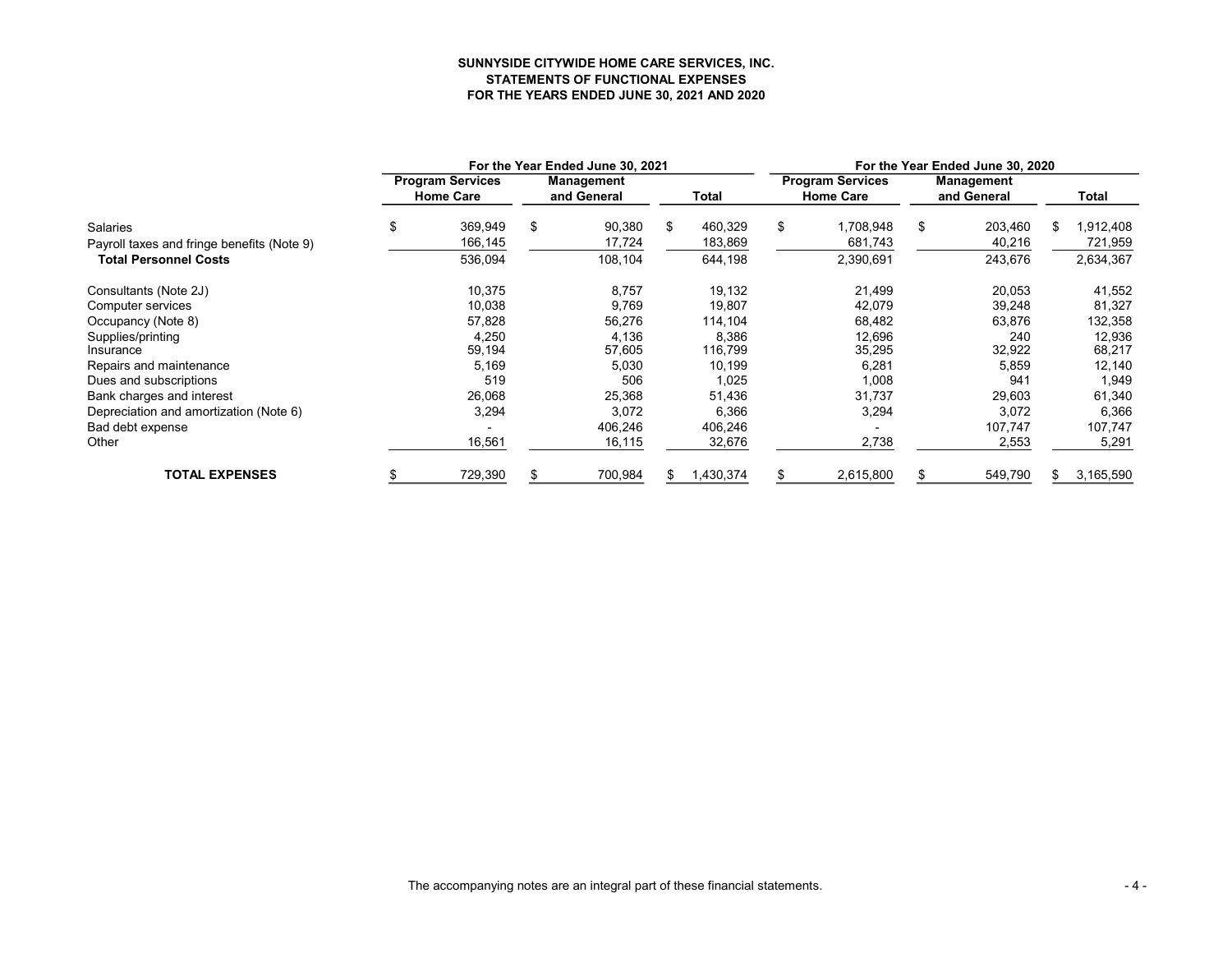**SUNNYSIDE CITYWIDE HOME CARE SERVICES, INC.**
**STATEMENTS OF FUNCTIONAL EXPENSES**
**FOR THE YEARS ENDED JUNE 30, 2021 AND 2020**

| | For the Year Ended June 30, 2021 | | | For the Year Ended June 30, 2020 | | |
|---|---|---|---|---|---|---|
| | Program Services Home Care | Management and General | Total | Program Services Home Care | Management and General | Total |
| Salaries | $ 369,949 | $ 90,380 | $ 460,329 | $ 1,708,948 | $ 203,460 | $ 1,912,408 |
| Payroll taxes and fringe benefits (Note 9) | 166,145 | 17,724 | 183,869 | 681,743 | 40,216 | 721,959 |
| **Total Personnel Costs** | 536,094 | 108,104 | 644,198 | 2,390,691 | 243,676 | 2,634,367 |
| Consultants (Note 2J) | 10,375 | 8,757 | 19,132 | 21,499 | 20,053 | 41,552 |
| Computer services | 10,038 | 9,769 | 19,807 | 42,079 | 39,248 | 81,327 |
| Occupancy (Note 8) | 57,828 | 56,276 | 114,104 | 68,482 | 63,876 | 132,358 |
| Supplies/printing | 4,250 | 4,136 | 8,386 | 12,696 | 240 | 12,936 |
| Insurance | 59,194 | 57,605 | 116,799 | 35,295 | 32,922 | 68,217 |
| Repairs and maintenance | 5,169 | 5,030 | 10,199 | 6,281 | 5,859 | 12,140 |
| Dues and subscriptions | 519 | 506 | 1,025 | 1,008 | 941 | 1,949 |
| Bank charges and interest | 26,068 | 25,368 | 51,436 | 31,737 | 29,603 | 61,340 |
| Depreciation and amortization (Note 6) | 3,294 | 3,072 | 6,366 | 3,294 | 3,072 | 6,366 |
| Bad debt expense | - | 406,246 | 406,246 | - | 107,747 | 107,747 |
| Other | 16,561 | 16,115 | 32,676 | 2,738 | 2,553 | 5,291 |
| **TOTAL EXPENSES** | $ 729,390 | $ 700,984 | $ 1,430,374 | $ 2,615,800 | $ 549,790 | $ 3,165,590 |

The accompanying notes are an integral part of these financial statements.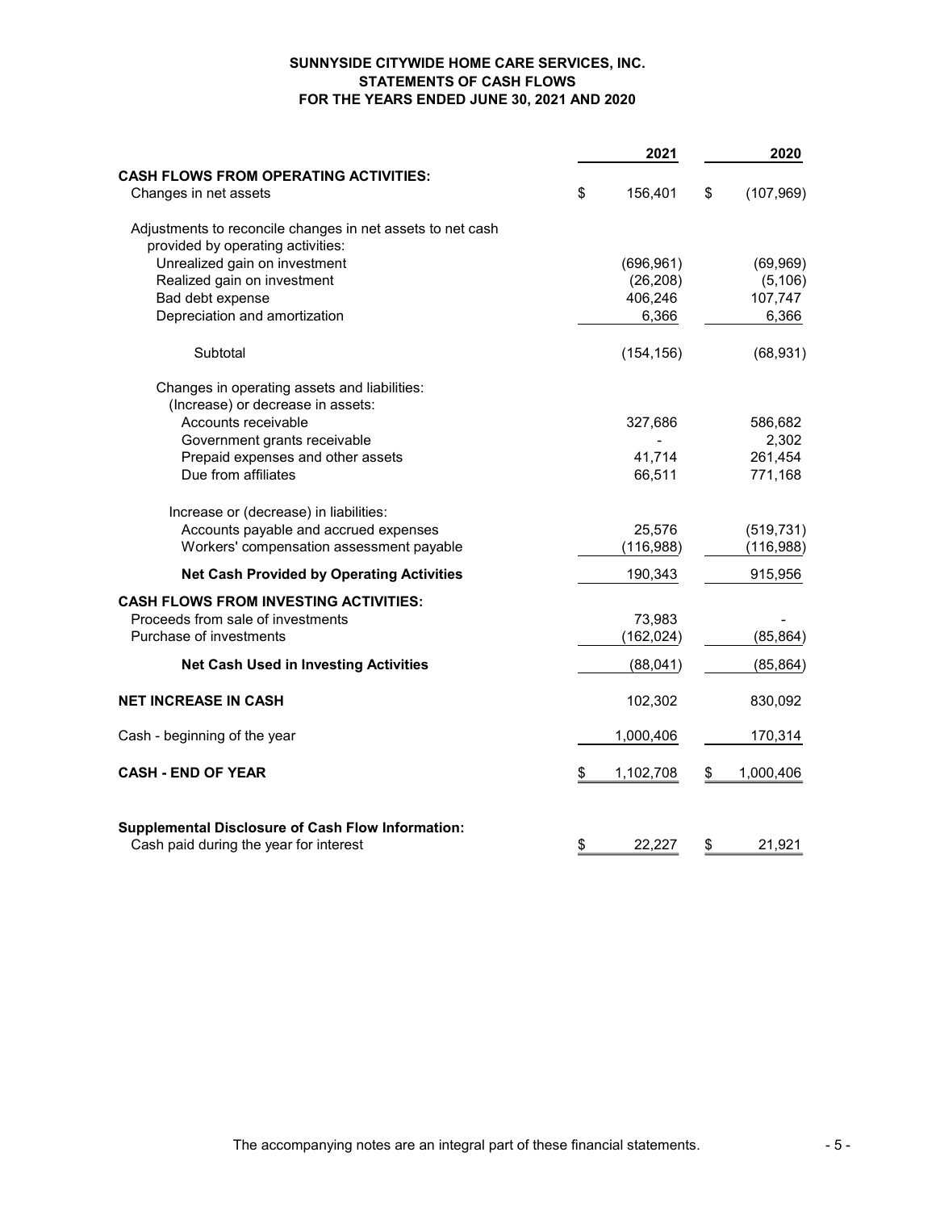**SUNNYSIDE CITYWIDE HOME CARE SERVICES, INC.**
**STATEMENTS OF CASH FLOWS**
**FOR THE YEARS ENDED JUNE 30, 2021 AND 2020**

| | 2021 | 2020 |
|---|---|---|
| **CASH FLOWS FROM OPERATING ACTIVITIES:** | | |
| Changes in net assets | $ 156,401 | $ (107,969) |
| Adjustments to reconcile changes in net assets to net cash provided by operating activities: | | |
| Unrealized gain on investment | (696,961) | (69,969) |
| Realized gain on investment | (26,208) | (5,106) |
| Bad debt expense | 406,246 | 107,747 |
| Depreciation and amortization | 6,366 | 6,366 |
| Subtotal | (154,156) | (68,931) |
| Changes in operating assets and liabilities: | | |
| (Increase) or decrease in assets: | | |
| Accounts receivable | 327,686 | 586,682 |
| Government grants receivable | - | 2,302 |
| Prepaid expenses and other assets | 41,714 | 261,454 |
| Due from affiliates | 66,511 | 771,168 |
| Increase or (decrease) in liabilities: | | |
| Accounts payable and accrued expenses | 25,576 | (519,731) |
| Workers' compensation assessment payable | (116,988) | (116,988) |
| **Net Cash Provided by Operating Activities** | 190,343 | 915,956 |
| **CASH FLOWS FROM INVESTING ACTIVITIES:** | | |
| Proceeds from sale of investments | 73,983 | - |
| Purchase of investments | (162,024) | (85,864) |
| **Net Cash Used in Investing Activities** | (88,041) | (85,864) |
| **NET INCREASE IN CASH** | 102,302 | 830,092 |
| Cash - beginning of the year | 1,000,406 | 170,314 |
| **CASH - END OF YEAR** | $ 1,102,708 | $ 1,000,406 |
| **Supplemental Disclosure of Cash Flow Information:** | | |
| Cash paid during the year for interest | $ 22,227 | $ 21,921 |

The accompanying notes are an integral part of these financial statements.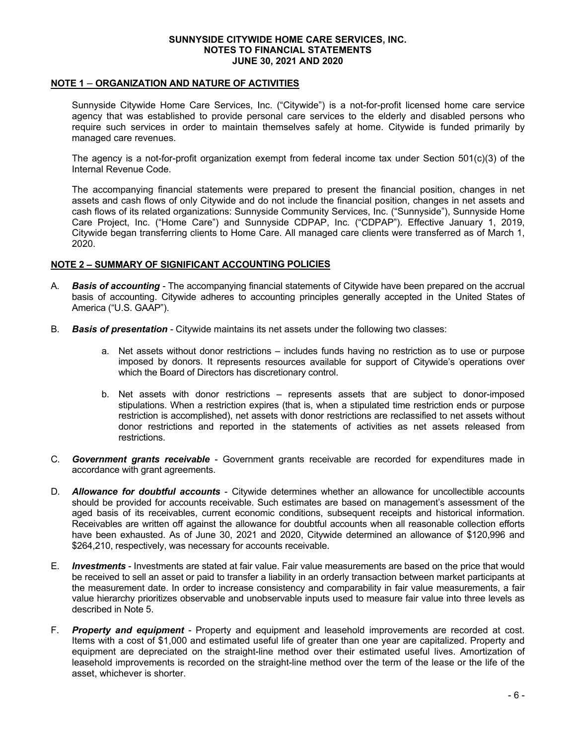# SUNNYSIDE CITYWIDE HOME CARE SERVICES, INC.
# NOTES TO FINANCIAL STATEMENTS
# JUNE 30, 2021 AND 2020

## NOTE 1 – ORGANIZATION AND NATURE OF ACTIVITIES

Sunnyside Citywide Home Care Services, Inc. ("Citywide") is a not-for-profit licensed home care service agency that was established to provide personal care services to the elderly and disabled persons who require such services in order to maintain themselves safely at home. Citywide is funded primarily by managed care revenues.

The agency is a not-for-profit organization exempt from federal income tax under Section 501(c)(3) of the Internal Revenue Code.

The accompanying financial statements were prepared to present the financial position, changes in net assets and cash flows of only Citywide and do not include the financial position, changes in net assets and cash flows of its related organizations: Sunnyside Community Services, Inc. ("Sunnyside"), Sunnyside Home Care Project, Inc. ("Home Care") and Sunnyside CDPAP, Inc. ("CDPAP"). Effective January 1, 2019, Citywide began transferring clients to Home Care. All managed care clients were transferred as of March 1, 2020.

## NOTE 2 – SUMMARY OF SIGNIFICANT ACCOUNTING POLICIES

A. ***Basis of accounting*** - The accompanying financial statements of Citywide have been prepared on the accrual basis of accounting. Citywide adheres to accounting principles generally accepted in the United States of America ("U.S. GAAP").

B. ***Basis of presentation*** - Citywide maintains its net assets under the following two classes:

   a. Net assets without donor restrictions – includes funds having no restriction as to use or purpose imposed by donors. It represents resources available for support of Citywide's operations over which the Board of Directors has discretionary control.

   b. Net assets with donor restrictions – represents assets that are subject to donor-imposed stipulations. When a restriction expires (that is, when a stipulated time restriction ends or purpose restriction is accomplished), net assets with donor restrictions are reclassified to net assets without donor restrictions and reported in the statements of activities as net assets released from restrictions.

C. ***Government grants receivable*** - Government grants receivable are recorded for expenditures made in accordance with grant agreements.

D. ***Allowance for doubtful accounts*** - Citywide determines whether an allowance for uncollectible accounts should be provided for accounts receivable. Such estimates are based on management's assessment of the aged basis of its receivables, current economic conditions, subsequent receipts and historical information. Receivables are written off against the allowance for doubtful accounts when all reasonable collection efforts have been exhausted. As of June 30, 2021 and 2020, Citywide determined an allowance of $120,996 and $264,210, respectively, was necessary for accounts receivable.

E. ***Investments*** - Investments are stated at fair value. Fair value measurements are based on the price that would be received to sell an asset or paid to transfer a liability in an orderly transaction between market participants at the measurement date. In order to increase consistency and comparability in fair value measurements, a fair value hierarchy prioritizes observable and unobservable inputs used to measure fair value into three levels as described in Note 5.

F. ***Property and equipment*** - Property and equipment and leasehold improvements are recorded at cost. Items with a cost of $1,000 and estimated useful life of greater than one year are capitalized. Property and equipment are depreciated on the straight-line method over their estimated useful lives. Amortization of leasehold improvements is recorded on the straight-line method over the term of the lease or the life of the asset, whichever is shorter.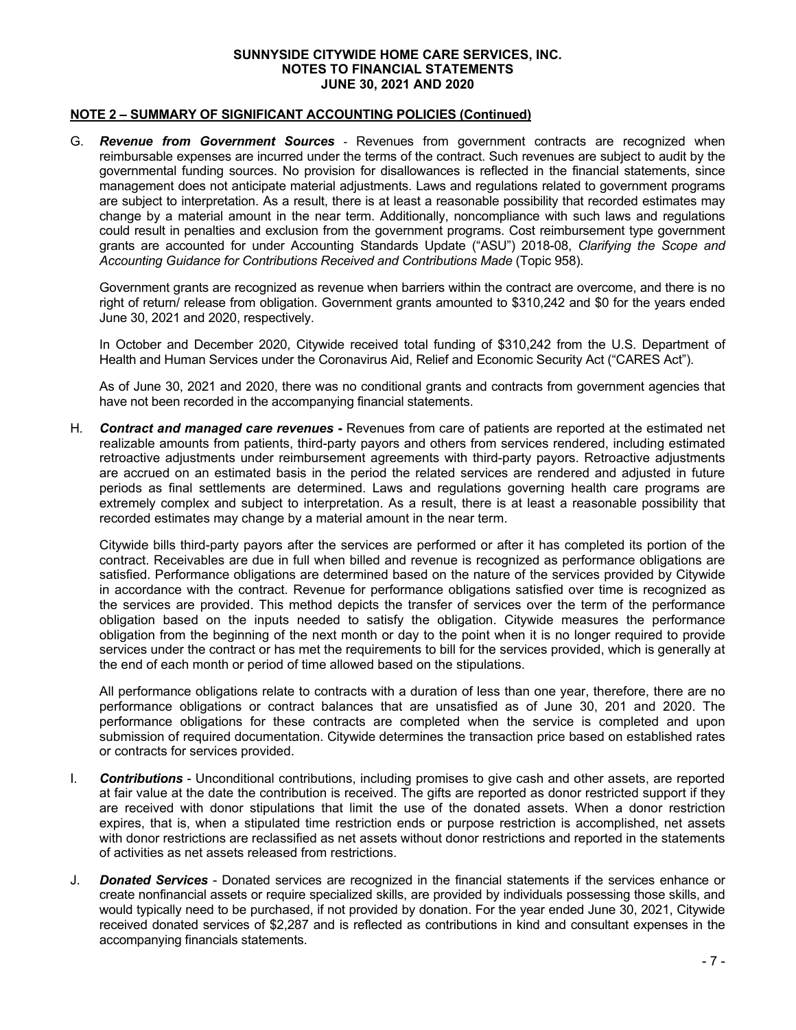**SUNNYSIDE CITYWIDE HOME CARE SERVICES, INC.**
**NOTES TO FINANCIAL STATEMENTS**
**JUNE 30, 2021 AND 2020**

**NOTE 2 – SUMMARY OF SIGNIFICANT ACCOUNTING POLICIES (Continued)**

G. ***Revenue from Government Sources*** - Revenues from government contracts are recognized when reimbursable expenses are incurred under the terms of the contract. Such revenues are subject to audit by the governmental funding sources. No provision for disallowances is reflected in the financial statements, since management does not anticipate material adjustments. Laws and regulations related to government programs are subject to interpretation. As a result, there is at least a reasonable possibility that recorded estimates may change by a material amount in the near term. Additionally, noncompliance with such laws and regulations could result in penalties and exclusion from the government programs. Cost reimbursement type government grants are accounted for under Accounting Standards Update ("ASU") 2018-08, *Clarifying the Scope and Accounting Guidance for Contributions Received and Contributions Made* (Topic 958).

   Government grants are recognized as revenue when barriers within the contract are overcome, and there is no right of return/ release from obligation. Government grants amounted to $310,242 and $0 for the years ended June 30, 2021 and 2020, respectively.

   In October and December 2020, Citywide received total funding of $310,242 from the U.S. Department of Health and Human Services under the Coronavirus Aid, Relief and Economic Security Act ("CARES Act").

   As of June 30, 2021 and 2020, there was no conditional grants and contracts from government agencies that have not been recorded in the accompanying financial statements.

H. ***Contract and managed care revenues -*** Revenues from care of patients are reported at the estimated net realizable amounts from patients, third-party payors and others from services rendered, including estimated retroactive adjustments under reimbursement agreements with third-party payors. Retroactive adjustments are accrued on an estimated basis in the period the related services are rendered and adjusted in future periods as final settlements are determined. Laws and regulations governing health care programs are extremely complex and subject to interpretation. As a result, there is at least a reasonable possibility that recorded estimates may change by a material amount in the near term.

   Citywide bills third-party payors after the services are performed or after it has completed its portion of the contract. Receivables are due in full when billed and revenue is recognized as performance obligations are satisfied. Performance obligations are determined based on the nature of the services provided by Citywide in accordance with the contract. Revenue for performance obligations satisfied over time is recognized as the services are provided. This method depicts the transfer of services over the term of the performance obligation based on the inputs needed to satisfy the obligation. Citywide measures the performance obligation from the beginning of the next month or day to the point when it is no longer required to provide services under the contract or has met the requirements to bill for the services provided, which is generally at the end of each month or period of time allowed based on the stipulations.

   All performance obligations relate to contracts with a duration of less than one year, therefore, there are no performance obligations or contract balances that are unsatisfied as of June 30, 201 and 2020. The performance obligations for these contracts are completed when the service is completed and upon submission of required documentation. Citywide determines the transaction price based on established rates or contracts for services provided.

I. ***Contributions*** - Unconditional contributions, including promises to give cash and other assets, are reported at fair value at the date the contribution is received. The gifts are reported as donor restricted support if they are received with donor stipulations that limit the use of the donated assets. When a donor restriction expires, that is, when a stipulated time restriction ends or purpose restriction is accomplished, net assets with donor restrictions are reclassified as net assets without donor restrictions and reported in the statements of activities as net assets released from restrictions.

J. ***Donated Services*** - Donated services are recognized in the financial statements if the services enhance or create nonfinancial assets or require specialized skills, are provided by individuals possessing those skills, and would typically need to be purchased, if not provided by donation. For the year ended June 30, 2021, Citywide received donated services of $2,287 and is reflected as contributions in kind and consultant expenses in the accompanying financials statements.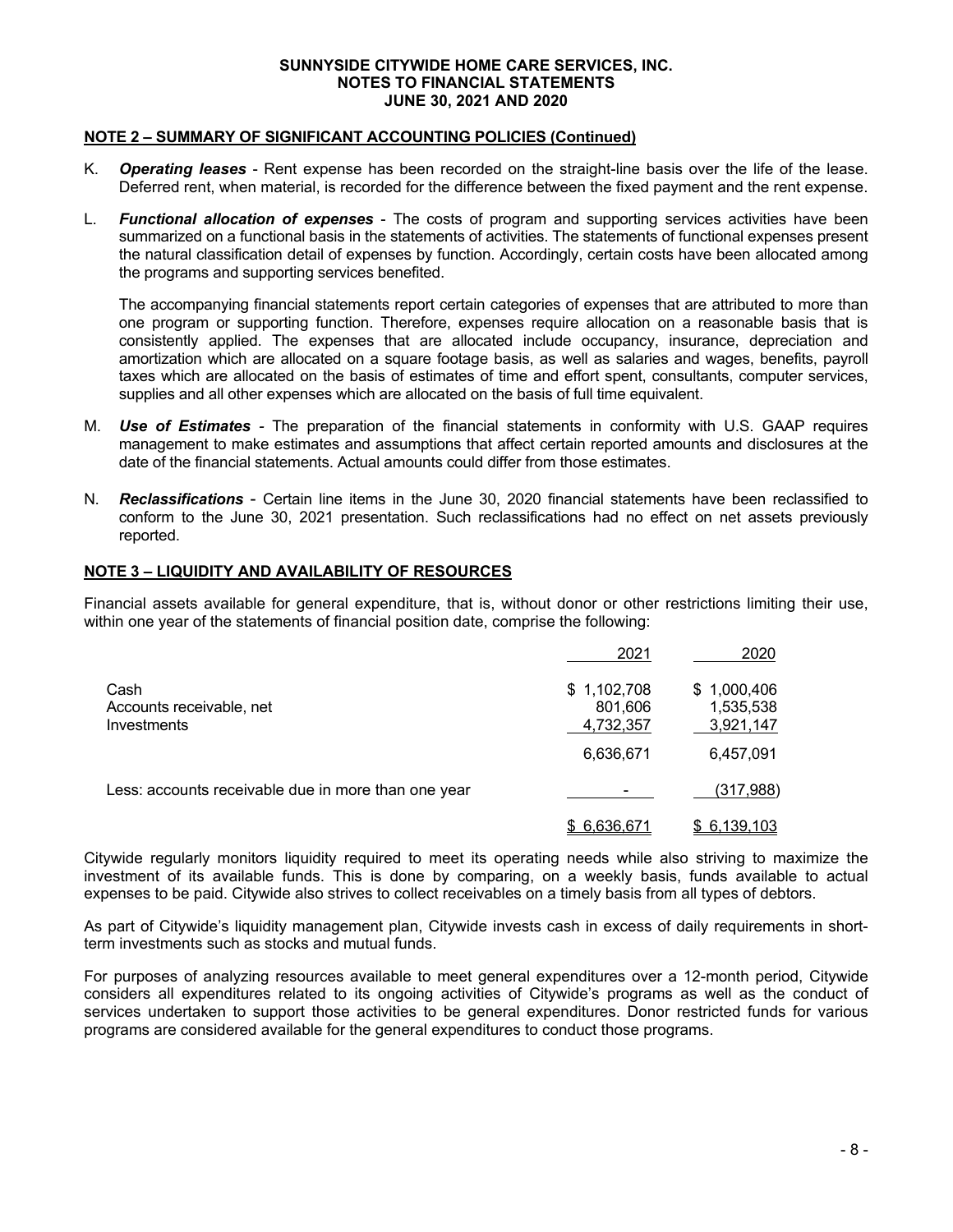SUNNYSIDE CITYWIDE HOME CARE SERVICES, INC.
NOTES TO FINANCIAL STATEMENTS
JUNE 30, 2021 AND 2020

**NOTE 2 – SUMMARY OF SIGNIFICANT ACCOUNTING POLICIES (Continued)**

K. ***Operating leases*** - Rent expense has been recorded on the straight-line basis over the life of the lease. Deferred rent, when material, is recorded for the difference between the fixed payment and the rent expense.

L. ***Functional allocation of expenses*** - The costs of program and supporting services activities have been summarized on a functional basis in the statements of activities. The statements of functional expenses present the natural classification detail of expenses by function. Accordingly, certain costs have been allocated among the programs and supporting services benefited.

   The accompanying financial statements report certain categories of expenses that are attributed to more than one program or supporting function. Therefore, expenses require allocation on a reasonable basis that is consistently applied. The expenses that are allocated include occupancy, insurance, depreciation and amortization which are allocated on a square footage basis, as well as salaries and wages, benefits, payroll taxes which are allocated on the basis of estimates of time and effort spent, consultants, computer services, supplies and all other expenses which are allocated on the basis of full time equivalent.

M. ***Use of Estimates*** - The preparation of the financial statements in conformity with U.S. GAAP requires management to make estimates and assumptions that affect certain reported amounts and disclosures at the date of the financial statements. Actual amounts could differ from those estimates.

N. ***Reclassifications*** - Certain line items in the June 30, 2020 financial statements have been reclassified to conform to the June 30, 2021 presentation. Such reclassifications had no effect on net assets previously reported.

**NOTE 3 – LIQUIDITY AND AVAILABILITY OF RESOURCES**

Financial assets available for general expenditure, that is, without donor or other restrictions limiting their use, within one year of the statements of financial position date, comprise the following:

| | 2021 | 2020 |
|---|---|---|
| Cash | $ 1,102,708 | $ 1,000,406 |
| Accounts receivable, net | 801,606 | 1,535,538 |
| Investments | 4,732,357 | 3,921,147 |
| | 6,636,671 | 6,457,091 |
| Less: accounts receivable due in more than one year | - | (317,988) |
| | $ 6,636,671 | $ 6,139,103 |

Citywide regularly monitors liquidity required to meet its operating needs while also striving to maximize the investment of its available funds. This is done by comparing, on a weekly basis, funds available to actual expenses to be paid. Citywide also strives to collect receivables on a timely basis from all types of debtors.

As part of Citywide's liquidity management plan, Citywide invests cash in excess of daily requirements in short-term investments such as stocks and mutual funds.

For purposes of analyzing resources available to meet general expenditures over a 12-month period, Citywide considers all expenditures related to its ongoing activities of Citywide's programs as well as the conduct of services undertaken to support those activities to be general expenditures. Donor restricted funds for various programs are considered available for the general expenditures to conduct those programs.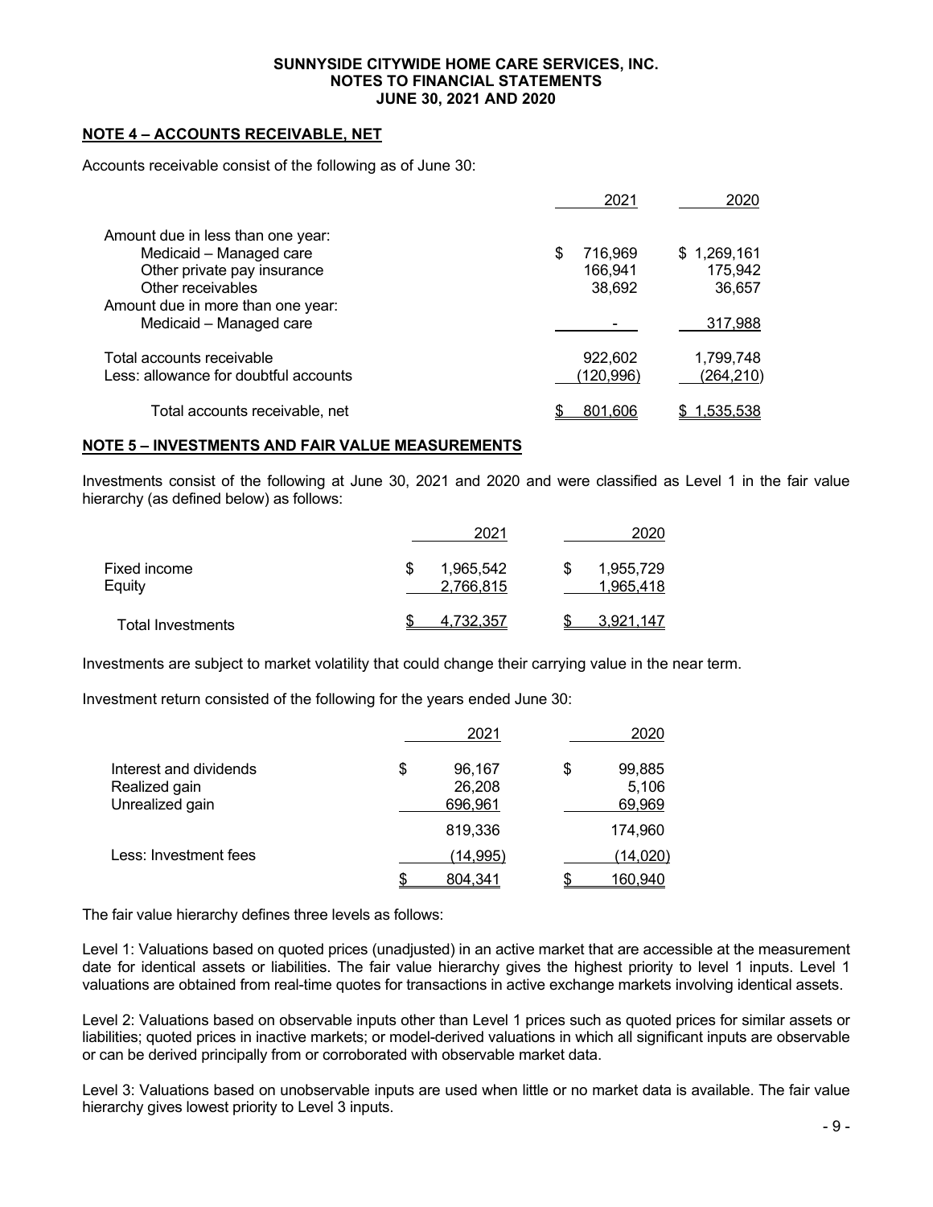**SUNNYSIDE CITYWIDE HOME CARE SERVICES, INC.**
**NOTES TO FINANCIAL STATEMENTS**
**JUNE 30, 2021 AND 2020**

## NOTE 4 – ACCOUNTS RECEIVABLE, NET

Accounts receivable consist of the following as of June 30:

| | 2021 | 2020 |
|---|---|---|
| Amount due in less than one year: | | |
| Medicaid – Managed care | $ 716,969 | $ 1,269,161 |
| Other private pay insurance | 166,941 | 175,942 |
| Other receivables | 38,692 | 36,657 |
| Amount due in more than one year: | | |
| Medicaid – Managed care | - | 317,988 |
| Total accounts receivable | 922,602 | 1,799,748 |
| Less: allowance for doubtful accounts | (120,996) | (264,210) |
| Total accounts receivable, net | $ 801,606 | $ 1,535,538 |

## NOTE 5 – INVESTMENTS AND FAIR VALUE MEASUREMENTS

Investments consist of the following at June 30, 2021 and 2020 and were classified as Level 1 in the fair value hierarchy (as defined below) as follows:

| | 2021 | 2020 |
|---|---|---|
| Fixed income | $ 1,965,542 | $ 1,955,729 |
| Equity | 2,766,815 | 1,965,418 |
| Total Investments | $ 4,732,357 | $ 3,921,147 |

Investments are subject to market volatility that could change their carrying value in the near term.

Investment return consisted of the following for the years ended June 30:

| | 2021 | 2020 |
|---|---|---|
| Interest and dividends | $ 96,167 | $ 99,885 |
| Realized gain | 26,208 | 5,106 |
| Unrealized gain | 696,961 | 69,969 |
| | 819,336 | 174,960 |
| Less: Investment fees | (14,995) | (14,020) |
| | $ 804,341 | $ 160,940 |

The fair value hierarchy defines three levels as follows:

Level 1: Valuations based on quoted prices (unadjusted) in an active market that are accessible at the measurement date for identical assets or liabilities. The fair value hierarchy gives the highest priority to level 1 inputs. Level 1 valuations are obtained from real-time quotes for transactions in active exchange markets involving identical assets.

Level 2: Valuations based on observable inputs other than Level 1 prices such as quoted prices for similar assets or liabilities; quoted prices in inactive markets; or model-derived valuations in which all significant inputs are observable or can be derived principally from or corroborated with observable market data.

Level 3: Valuations based on unobservable inputs are used when little or no market data is available. The fair value hierarchy gives lowest priority to Level 3 inputs.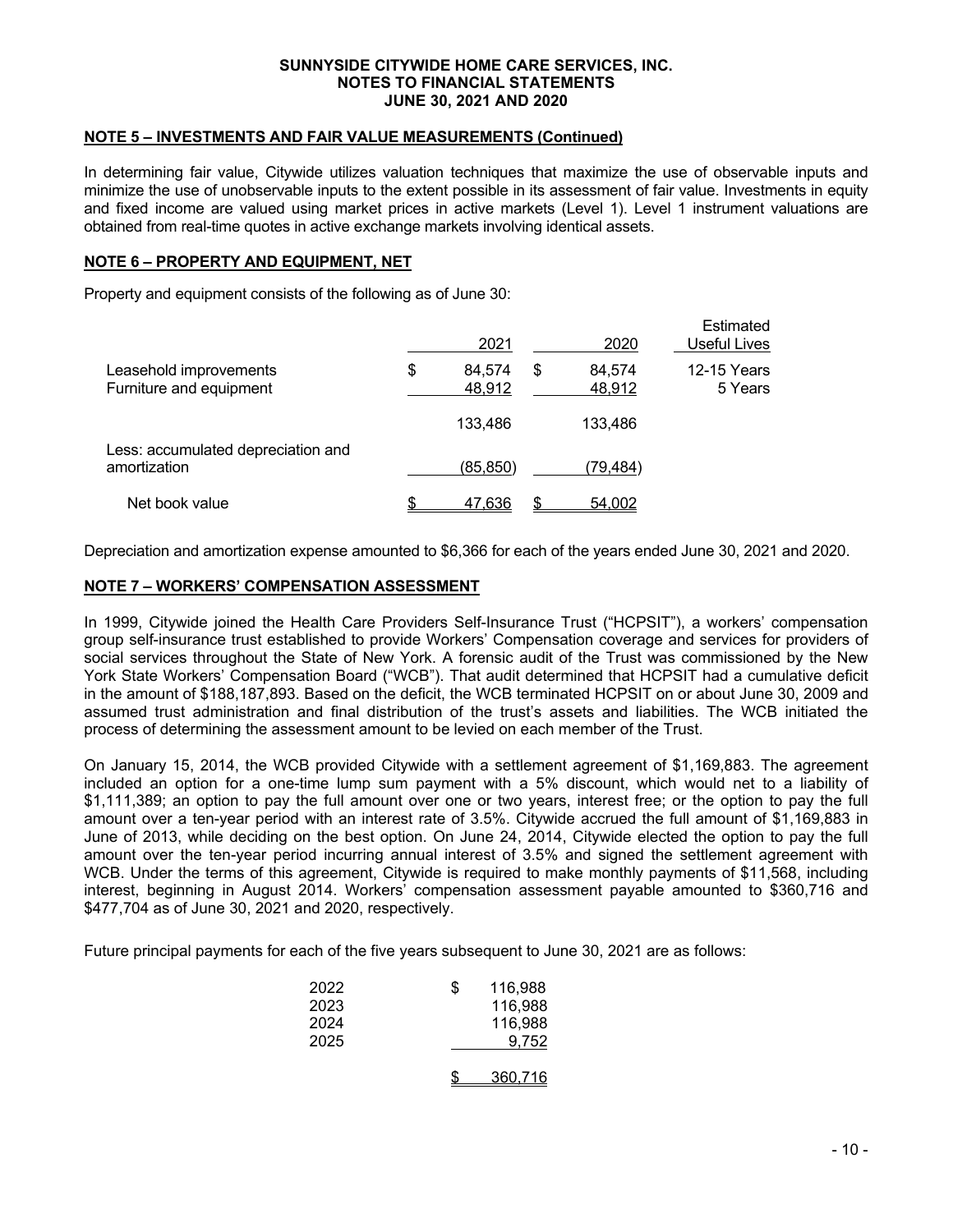## NOTE 5 – INVESTMENTS AND FAIR VALUE MEASUREMENTS (Continued)

In determining fair value, Citywide utilizes valuation techniques that maximize the use of observable inputs and minimize the use of unobservable inputs to the extent possible in its assessment of fair value. Investments in equity and fixed income are valued using market prices in active markets (Level 1). Level 1 instrument valuations are obtained from real-time quotes in active exchange markets involving identical assets.

## NOTE 6 – PROPERTY AND EQUIPMENT, NET

Property and equipment consists of the following as of June 30:

| | 2021 | 2020 | Estimated Useful Lives |
|---|---|---|---|
| Leasehold improvements | $ 84,574 | $ 84,574 | 12-15 Years |
| Furniture and equipment | 48,912 | 48,912 | 5 Years |
| | 133,486 | 133,486 | |
| Less: accumulated depreciation and amortization | (85,850) | (79,484) | |
| Net book value | $ 47,636 | $ 54,002 | |

Depreciation and amortization expense amounted to $6,366 for each of the years ended June 30, 2021 and 2020.

## NOTE 7 – WORKERS' COMPENSATION ASSESSMENT

In 1999, Citywide joined the Health Care Providers Self-Insurance Trust ("HCPSIT"), a workers' compensation group self-insurance trust established to provide Workers' Compensation coverage and services for providers of social services throughout the State of New York. A forensic audit of the Trust was commissioned by the New York State Workers' Compensation Board ("WCB"). That audit determined that HCPSIT had a cumulative deficit in the amount of $188,187,893. Based on the deficit, the WCB terminated HCPSIT on or about June 30, 2009 and assumed trust administration and final distribution of the trust's assets and liabilities. The WCB initiated the process of determining the assessment amount to be levied on each member of the Trust.

On January 15, 2014, the WCB provided Citywide with a settlement agreement of $1,169,883. The agreement included an option for a one-time lump sum payment with a 5% discount, which would net to a liability of $1,111,389; an option to pay the full amount over one or two years, interest free; or the option to pay the full amount over a ten-year period with an interest rate of 3.5%. Citywide accrued the full amount of $1,169,883 in June of 2013, while deciding on the best option. On June 24, 2014, Citywide elected the option to pay the full amount over the ten-year period incurring annual interest of 3.5% and signed the settlement agreement with WCB. Under the terms of this agreement, Citywide is required to make monthly payments of $11,568, including interest, beginning in August 2014. Workers' compensation assessment payable amounted to $360,716 and $477,704 as of June 30, 2021 and 2020, respectively.

Future principal payments for each of the five years subsequent to June 30, 2021 are as follows:

| | |
|---|---|
| 2022 | $ 116,988 |
| 2023 | 116,988 |
| 2024 | 116,988 |
| 2025 | 9,752 |
| | $ 360,716 |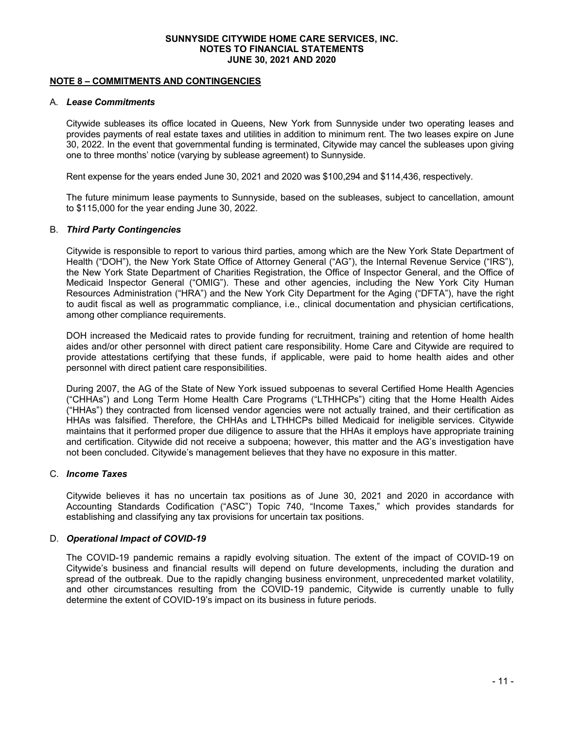## NOTE 8 – COMMITMENTS AND CONTINGENCIES

### A. *Lease Commitments*

Citywide subleases its office located in Queens, New York from Sunnyside under two operating leases and provides payments of real estate taxes and utilities in addition to minimum rent. The two leases expire on June 30, 2022. In the event that governmental funding is terminated, Citywide may cancel the subleases upon giving one to three months' notice (varying by sublease agreement) to Sunnyside.

Rent expense for the years ended June 30, 2021 and 2020 was $100,294 and $114,436, respectively.

The future minimum lease payments to Sunnyside, based on the subleases, subject to cancellation, amount to $115,000 for the year ending June 30, 2022.

### B. *Third Party Contingencies*

Citywide is responsible to report to various third parties, among which are the New York State Department of Health ("DOH"), the New York State Office of Attorney General ("AG"), the Internal Revenue Service ("IRS"), the New York State Department of Charities Registration, the Office of Inspector General, and the Office of Medicaid Inspector General ("OMIG"). These and other agencies, including the New York City Human Resources Administration ("HRA") and the New York City Department for the Aging ("DFTA"), have the right to audit fiscal as well as programmatic compliance, i.e., clinical documentation and physician certifications, among other compliance requirements.

DOH increased the Medicaid rates to provide funding for recruitment, training and retention of home health aides and/or other personnel with direct patient care responsibility. Home Care and Citywide are required to provide attestations certifying that these funds, if applicable, were paid to home health aides and other personnel with direct patient care responsibilities.

During 2007, the AG of the State of New York issued subpoenas to several Certified Home Health Agencies ("CHHAs") and Long Term Home Health Care Programs ("LTHHCPs") citing that the Home Health Aides ("HHAs") they contracted from licensed vendor agencies were not actually trained, and their certification as HHAs was falsified. Therefore, the CHHAs and LTHHCPs billed Medicaid for ineligible services. Citywide maintains that it performed proper due diligence to assure that the HHAs it employs have appropriate training and certification. Citywide did not receive a subpoena; however, this matter and the AG's investigation have not been concluded. Citywide's management believes that they have no exposure in this matter.

### C. *Income Taxes*

Citywide believes it has no uncertain tax positions as of June 30, 2021 and 2020 in accordance with Accounting Standards Codification ("ASC") Topic 740, "Income Taxes," which provides standards for establishing and classifying any tax provisions for uncertain tax positions.

### D. *Operational Impact of COVID-19*

The COVID-19 pandemic remains a rapidly evolving situation. The extent of the impact of COVID-19 on Citywide's business and financial results will depend on future developments, including the duration and spread of the outbreak. Due to the rapidly changing business environment, unprecedented market volatility, and other circumstances resulting from the COVID-19 pandemic, Citywide is currently unable to fully determine the extent of COVID-19's impact on its business in future periods.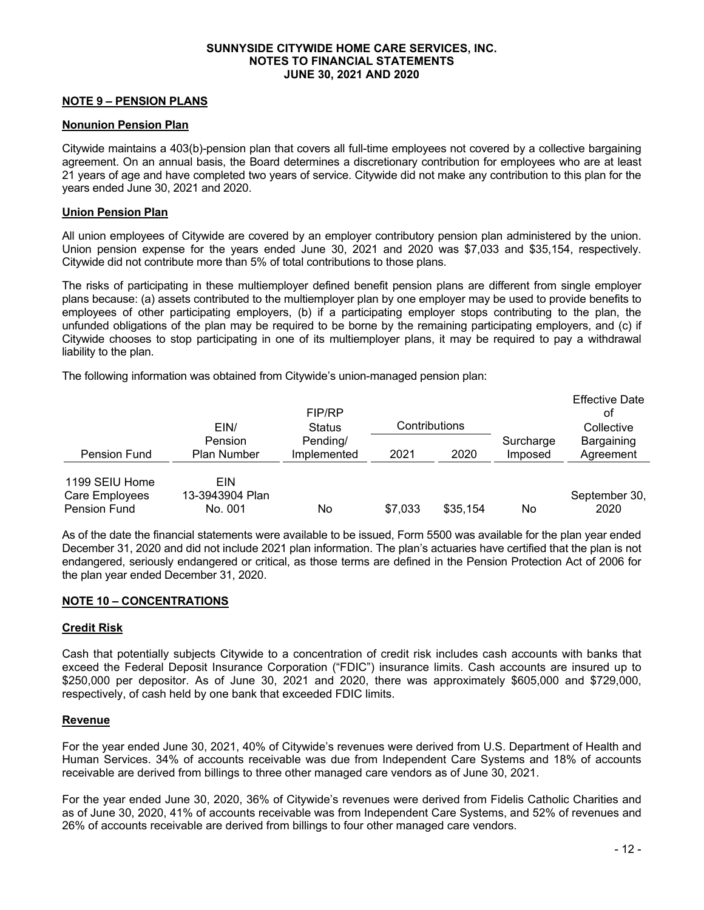**SUNNYSIDE CITYWIDE HOME CARE SERVICES, INC.**
**NOTES TO FINANCIAL STATEMENTS**
**JUNE 30, 2021 AND 2020**

## NOTE 9 – PENSION PLANS

### Nonunion Pension Plan

Citywide maintains a 403(b)-pension plan that covers all full-time employees not covered by a collective bargaining agreement. On an annual basis, the Board determines a discretionary contribution for employees who are at least 21 years of age and have completed two years of service. Citywide did not make any contribution to this plan for the years ended June 30, 2021 and 2020.

### Union Pension Plan

All union employees of Citywide are covered by an employer contributory pension plan administered by the union. Union pension expense for the years ended June 30, 2021 and 2020 was $7,033 and $35,154, respectively. Citywide did not contribute more than 5% of total contributions to those plans.

The risks of participating in these multiemployer defined benefit pension plans are different from single employer plans because: (a) assets contributed to the multiemployer plan by one employer may be used to provide benefits to employees of other participating employers, (b) if a participating employer stops contributing to the plan, the unfunded obligations of the plan may be required to be borne by the remaining participating employers, and (c) if Citywide chooses to stop participating in one of its multiemployer plans, it may be required to pay a withdrawal liability to the plan.

The following information was obtained from Citywide's union-managed pension plan:

| Pension Fund | EIN/ Pension Plan Number | FIP/RP Status Pending/ Implemented | Contributions | | Surcharge Imposed | Effective Date of Collective Bargaining Agreement |
|---|---|---|---|---|---|---|
| | | | 2021 | 2020 | | |
| 1199 SEIU Home Care Employees Pension Fund | EIN 13-3943904 Plan No. 001 | No | $7,033 | $35,154 | No | September 30, 2020 |

As of the date the financial statements were available to be issued, Form 5500 was available for the plan year ended December 31, 2020 and did not include 2021 plan information. The plan's actuaries have certified that the plan is not endangered, seriously endangered or critical, as those terms are defined in the Pension Protection Act of 2006 for the plan year ended December 31, 2020.

## NOTE 10 – CONCENTRATIONS

### Credit Risk

Cash that potentially subjects Citywide to a concentration of credit risk includes cash accounts with banks that exceed the Federal Deposit Insurance Corporation ("FDIC") insurance limits. Cash accounts are insured up to $250,000 per depositor. As of June 30, 2021 and 2020, there was approximately $605,000 and $729,000, respectively, of cash held by one bank that exceeded FDIC limits.

### Revenue

For the year ended June 30, 2021, 40% of Citywide's revenues were derived from U.S. Department of Health and Human Services. 34% of accounts receivable was due from Independent Care Systems and 18% of accounts receivable are derived from billings to three other managed care vendors as of June 30, 2021.

For the year ended June 30, 2020, 36% of Citywide's revenues were derived from Fidelis Catholic Charities and as of June 30, 2020, 41% of accounts receivable was from Independent Care Systems, and 52% of revenues and 26% of accounts receivable are derived from billings to four other managed care vendors.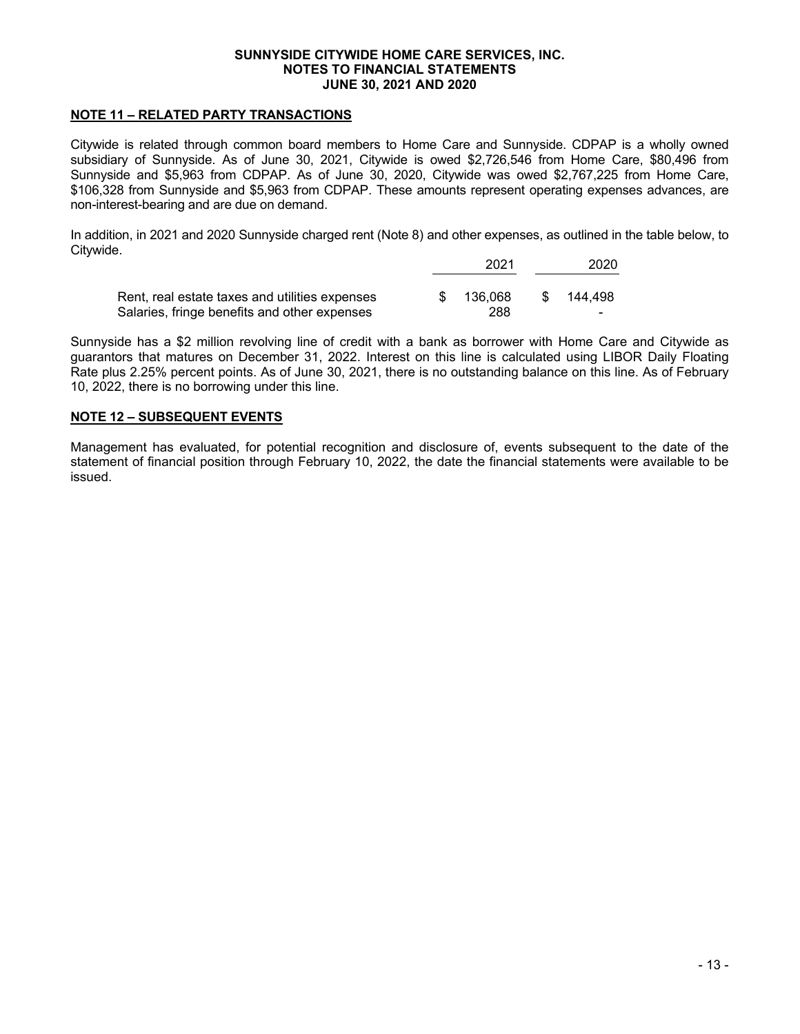**SUNNYSIDE CITYWIDE HOME CARE SERVICES, INC.**
**NOTES TO FINANCIAL STATEMENTS**
**JUNE 30, 2021 AND 2020**

## NOTE 11 – RELATED PARTY TRANSACTIONS

Citywide is related through common board members to Home Care and Sunnyside. CDPAP is a wholly owned subsidiary of Sunnyside. As of June 30, 2021, Citywide is owed $2,726,546 from Home Care, $80,496 from Sunnyside and $5,963 from CDPAP. As of June 30, 2020, Citywide was owed $2,767,225 from Home Care, $106,328 from Sunnyside and $5,963 from CDPAP. These amounts represent operating expenses advances, are non-interest-bearing and are due on demand.

In addition, in 2021 and 2020 Sunnyside charged rent (Note 8) and other expenses, as outlined in the table below, to Citywide.

| | 2021 | 2020 |
|---|---|---|
| Rent, real estate taxes and utilities expenses | $ 136,068 | $ 144,498 |
| Salaries, fringe benefits and other expenses | 288 | - |

Sunnyside has a $2 million revolving line of credit with a bank as borrower with Home Care and Citywide as guarantors that matures on December 31, 2022. Interest on this line is calculated using LIBOR Daily Floating Rate plus 2.25% percent points. As of June 30, 2021, there is no outstanding balance on this line. As of February 10, 2022, there is no borrowing under this line.

## NOTE 12 – SUBSEQUENT EVENTS

Management has evaluated, for potential recognition and disclosure of, events subsequent to the date of the statement of financial position through February 10, 2022, the date the financial statements were available to be issued.